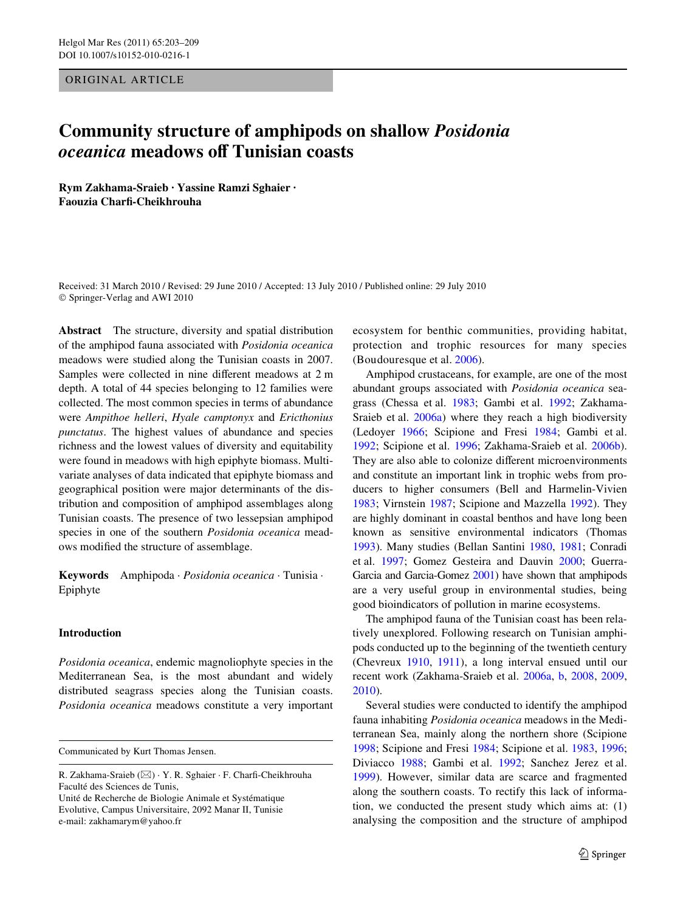ORIGINAL ARTICLE

# Community structure of amphipods on shallow *Posidonia oceanica* meadows off Tunisian coasts

**Rym Zakhama-Sraieb · Yassine Ramzi Sghaier · Faouzia Charfi-Cheikhrouha**

Received: 31 March 2010 / Revised: 29 June 2010 / Accepted: 13 July 2010 / Published online: 29 July 2010
© Springer-Verlag and AWI 2010

**Abstract** The structure, diversity and spatial distribution of the amphipod fauna associated with *Posidonia oceanica* meadows were studied along the Tunisian coasts in 2007. Samples were collected in nine different meadows at 2 m depth. A total of 44 species belonging to 12 families were collected. The most common species in terms of abundance were *Ampithoe helleri*, *Hyale camptonyx* and *Ericthonius punctatus*. The highest values of abundance and species richness and the lowest values of diversity and equitability were found in meadows with high epiphyte biomass. Multivariate analyses of data indicated that epiphyte biomass and geographical position were major determinants of the distribution and composition of amphipod assemblages along Tunisian coasts. The presence of two lessepsian amphipod species in one of the southern *Posidonia oceanica* meadows modified the structure of assemblage.

**Keywords** Amphipoda · *Posidonia oceanica* · Tunisia · Epiphyte

## Introduction

*Posidonia oceanica*, endemic magnoliophyte species in the Mediterranean Sea, is the most abundant and widely distributed seagrass species along the Tunisian coasts. *Posidonia oceanica* meadows constitute a very important ecosystem for benthic communities, providing habitat, protection and trophic resources for many species (Boudouresque et al. 2006).

Amphipod crustaceans, for example, are one of the most abundant groups associated with *Posidonia oceanica* seagrass (Chessa et al. 1983; Gambi et al. 1992; Zakhama-Sraieb et al. 2006a) where they reach a high biodiversity (Ledoyer 1966; Scipione and Fresi 1984; Gambi et al. 1992; Scipione et al. 1996; Zakhama-Sraieb et al. 2006b). They are also able to colonize different microenvironments and constitute an important link in trophic webs from producers to higher consumers (Bell and Harmelin-Vivien 1983; Virnstein 1987; Scipione and Mazzella 1992). They are highly dominant in coastal benthos and have long been known as sensitive environmental indicators (Thomas 1993). Many studies (Bellan Santini 1980, 1981; Conradi et al. 1997; Gomez Gesteira and Dauvin 2000; Guerra-Garcia and Garcia-Gomez 2001) have shown that amphipods are a very useful group in environmental studies, being good bioindicators of pollution in marine ecosystems.

The amphipod fauna of the Tunisian coast has been relatively unexplored. Following research on Tunisian amphipods conducted up to the beginning of the twentieth century (Chevreux 1910, 1911), a long interval ensued until our recent work (Zakhama-Sraieb et al. 2006a, b, 2008, 2009, 2010).

Several studies were conducted to identify the amphipod fauna inhabiting *Posidonia oceanica* meadows in the Mediterranean Sea, mainly along the northern shore (Scipione 1998; Scipione and Fresi 1984; Scipione et al. 1983, 1996; Diviacco 1988; Gambi et al. 1992; Sanchez Jerez et al. 1999). However, similar data are scarce and fragmented along the southern coasts. To rectify this lack of information, we conducted the present study which aims at: (1) analysing the composition and the structure of amphipod

---

Communicated by Kurt Thomas Jensen.

R. Zakhama-Sraieb (✉) · Y. R. Sghaier · F. Charfi-Cheikhrouha
Faculté des Sciences de Tunis,
Unité de Recherche de Biologie Animale et Systématique Evolutive, Campus Universitaire, 2092 Manar II, Tunisie
e-mail: zakhamarym@yahoo.fr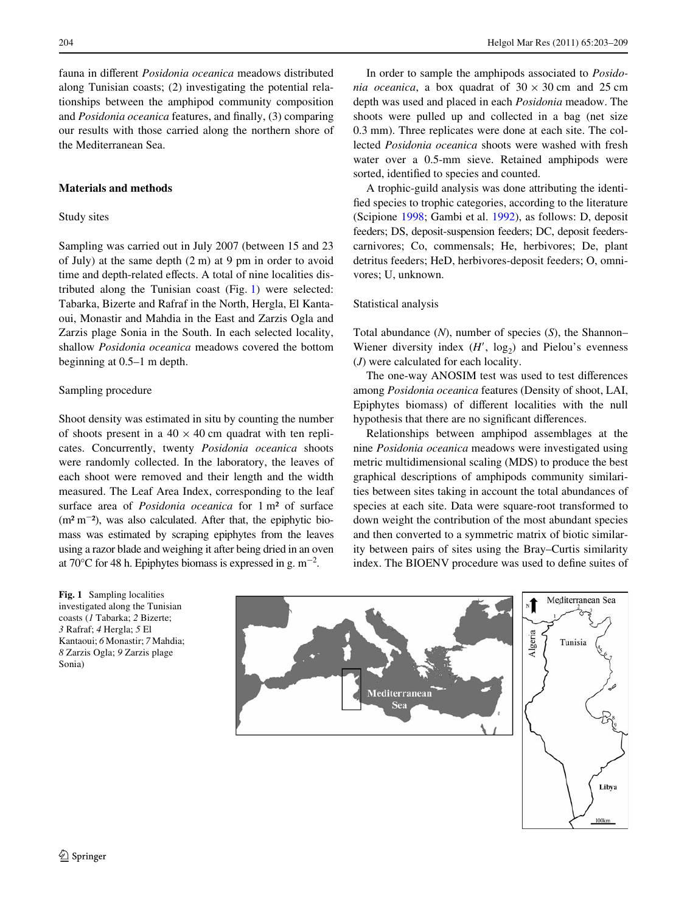fauna in different *Posidonia oceanica* meadows distributed along Tunisian coasts; (2) investigating the potential relationships between the amphipod community composition and *Posidonia oceanica* features, and finally, (3) comparing our results with those carried along the northern shore of the Mediterranean Sea.

## Materials and methods

### Study sites

Sampling was carried out in July 2007 (between 15 and 23 of July) at the same depth (2 m) at 9 pm in order to avoid time and depth-related effects. A total of nine localities distributed along the Tunisian coast (Fig. 1) were selected: Tabarka, Bizerte and Rafraf in the North, Hergla, El Kantaoui, Monastir and Mahdia in the East and Zarzis Ogla and Zarzis plage Sonia in the South. In each selected locality, shallow *Posidonia oceanica* meadows covered the bottom beginning at 0.5–1 m depth.

### Sampling procedure

Shoot density was estimated in situ by counting the number of shoots present in a 40 × 40 cm quadrat with ten replicates. Concurrently, twenty *Posidonia oceanica* shoots were randomly collected. In the laboratory, the leaves of each shoot were removed and their length and the width measured. The Leaf Area Index, corresponding to the leaf surface area of *Posidonia oceanica* for 1 m² of surface ($m^2\ m^{-2}$), was also calculated. After that, the epiphytic biomass was estimated by scraping epiphytes from the leaves using a razor blade and weighing it after being dried in an oven at 70°C for 48 h. Epiphytes biomass is expressed in g. $m^{-2}$.

In order to sample the amphipods associated to *Posidonia oceanica*, a box quadrat of 30 × 30 cm and 25 cm depth was used and placed in each *Posidonia* meadow. The shoots were pulled up and collected in a bag (net size 0.3 mm). Three replicates were done at each site. The collected *Posidonia oceanica* shoots were washed with fresh water over a 0.5-mm sieve. Retained amphipods were sorted, identified to species and counted.

A trophic-guild analysis was done attributing the identified species to trophic categories, according to the literature (Scipione 1998; Gambi et al. 1992), as follows: D, deposit feeders; DS, deposit-suspension feeders; DC, deposit feeders-carnivores; Co, commensals; He, herbivores; De, plant detritus feeders; HeD, herbivores-deposit feeders; O, omnivores; U, unknown.

### Statistical analysis

Total abundance ($N$), number of species ($S$), the Shannon–Wiener diversity index ($H'$, $\log_2$) and Pielou's evenness ($J$) were calculated for each locality.

The one-way ANOSIM test was used to test differences among *Posidonia oceanica* features (Density of shoot, LAI, Epiphytes biomass) of different localities with the null hypothesis that there are no significant differences.

Relationships between amphipod assemblages at the nine *Posidonia oceanica* meadows were investigated using metric multidimensional scaling (MDS) to produce the best graphical descriptions of amphipods community similarities between sites taking in account the total abundances of species at each site. Data were square-root transformed to down weight the contribution of the most abundant species and then converted to a symmetric matrix of biotic similarity between pairs of sites using the Bray–Curtis similarity index. The BIOENV procedure was used to define suites of

**Fig. 1** Sampling localities investigated along the Tunisian coasts (*1* Tabarka; *2* Bizerte; *3* Rafraf; *4* Hergla; *5* El Kantaoui; *6* Monastir; *7* Mahdia; *8* Zarzis Ogla; *9* Zarzis plage Sonia)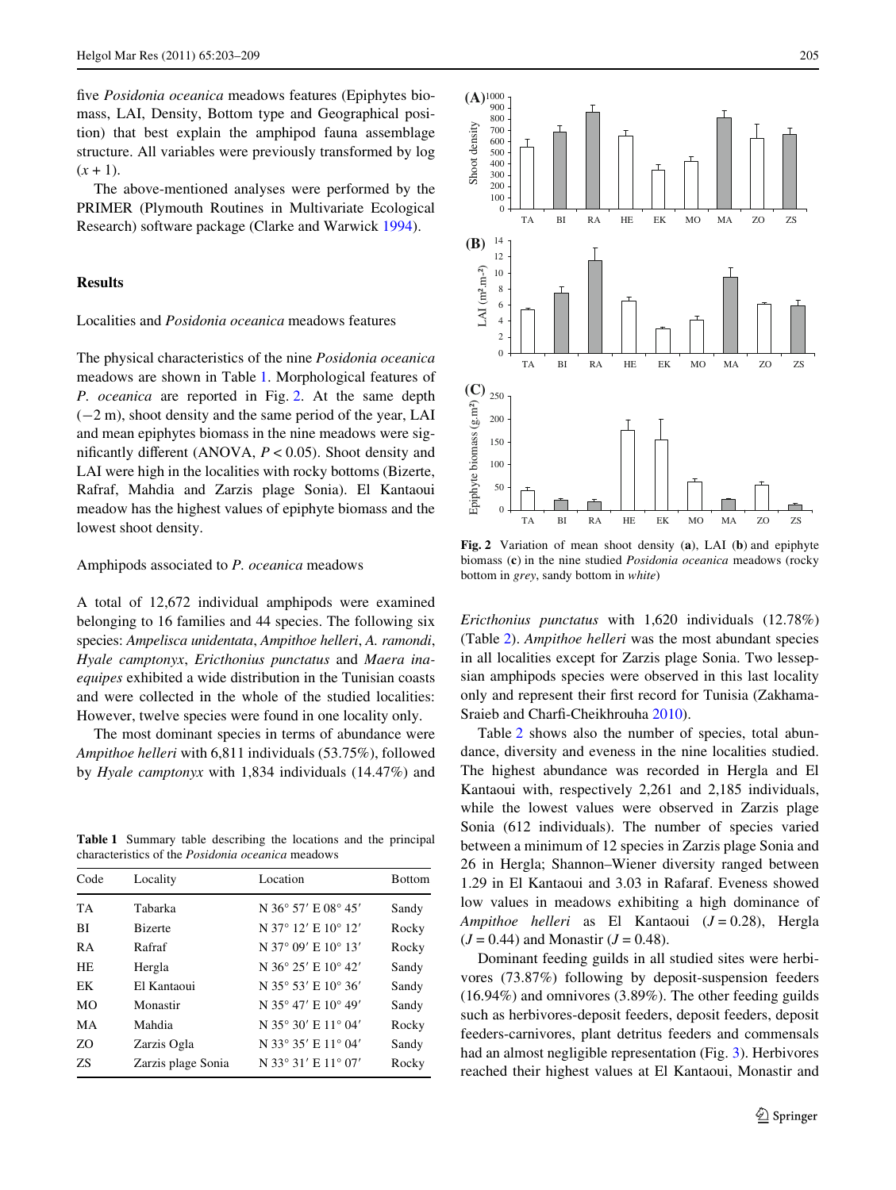five *Posidonia oceanica* meadows features (Epiphytes biomass, LAI, Density, Bottom type and Geographical position) that best explain the amphipod fauna assemblage structure. All variables were previously transformed by log $(x + 1)$.

The above-mentioned analyses were performed by the PRIMER (Plymouth Routines in Multivariate Ecological Research) software package (Clarke and Warwick 1994).

## Results

### Localities and *Posidonia oceanica* meadows features

The physical characteristics of the nine *Posidonia oceanica* meadows are shown in Table 1. Morphological features of *P. oceanica* are reported in Fig. 2. At the same depth (−2 m), shoot density and the same period of the year, LAI and mean epiphytes biomass in the nine meadows were significantly different (ANOVA, $P < 0.05$). Shoot density and LAI were high in the localities with rocky bottoms (Bizerte, Rafraf, Mahdia and Zarzis plage Sonia). El Kantaoui meadow has the highest values of epiphyte biomass and the lowest shoot density.

### Amphipods associated to *P. oceanica* meadows

A total of 12,672 individual amphipods were examined belonging to 16 families and 44 species. The following six species: *Ampelisca unidentata*, *Ampithoe helleri*, *A. ramondi*, *Hyale camptonyx*, *Ericthonius punctatus* and *Maera inaequipes* exhibited a wide distribution in the Tunisian coasts and were collected in the whole of the studied localities: However, twelve species were found in one locality only.

The most dominant species in terms of abundance were *Ampithoe helleri* with 6,811 individuals (53.75%), followed by *Hyale camptonyx* with 1,834 individuals (14.47%) and *Ericthonius punctatus* with 1,620 individuals (12.78%) (Table 2). *Ampithoe helleri* was the most abundant species in all localities except for Zarzis plage Sonia. Two lessepsian amphipods species were observed in this last locality only and represent their first record for Tunisia (Zakhama-Sraieb and Charfi-Cheikhrouha 2010).

Table 2 shows also the number of species, total abundance, diversity and eveness in the nine localities studied. The highest abundance was recorded in Hergla and El Kantaoui with, respectively 2,261 and 2,185 individuals, while the lowest values were observed in Zarzis plage Sonia (612 individuals). The number of species varied between a minimum of 12 species in Zarzis plage Sonia and 26 in Hergla; Shannon–Wiener diversity ranged between 1.29 in El Kantaoui and 3.03 in Rafaraf. Eveness showed low values in meadows exhibiting a high dominance of *Ampithoe helleri* as El Kantaoui ($J = 0.28$), Hergla ($J = 0.44$) and Monastir ($J = 0.48$).

Dominant feeding guilds in all studied sites were herbivores (73.87%) following by deposit-suspension feeders (16.94%) and omnivores (3.89%). The other feeding guilds such as herbivores-deposit feeders, deposit feeders, deposit feeders-carnivores, plant detritus feeders and commensals had an almost negligible representation (Fig. 3). Herbivores reached their highest values at El Kantaoui, Monastir and

**Table 1** Summary table describing the locations and the principal characteristics of the *Posidonia oceanica* meadows

| Code | Locality | Location | Bottom |
|---|---|---|---|
| TA | Tabarka | N 36° 57′ E 08° 45′ | Sandy |
| BI | Bizerte | N 37° 12′ E 10° 12′ | Rocky |
| RA | Rafraf | N 37° 09′ E 10° 13′ | Rocky |
| HE | Hergla | N 36° 25′ E 10° 42′ | Sandy |
| EK | El Kantaoui | N 35° 53′ E 10° 36′ | Sandy |
| MO | Monastir | N 35° 47′ E 10° 49′ | Sandy |
| MA | Mahdia | N 35° 30′ E 11° 04′ | Rocky |
| ZO | Zarzis Ogla | N 33° 35′ E 11° 04′ | Sandy |
| ZS | Zarzis plage Sonia | N 33° 31′ E 11° 07′ | Rocky |

**Fig. 2** Variation of mean shoot density (**a**), LAI (**b**) and epiphyte biomass (**c**) in the nine studied *Posidonia oceanica* meadows (rocky bottom in *grey*, sandy bottom in *white*)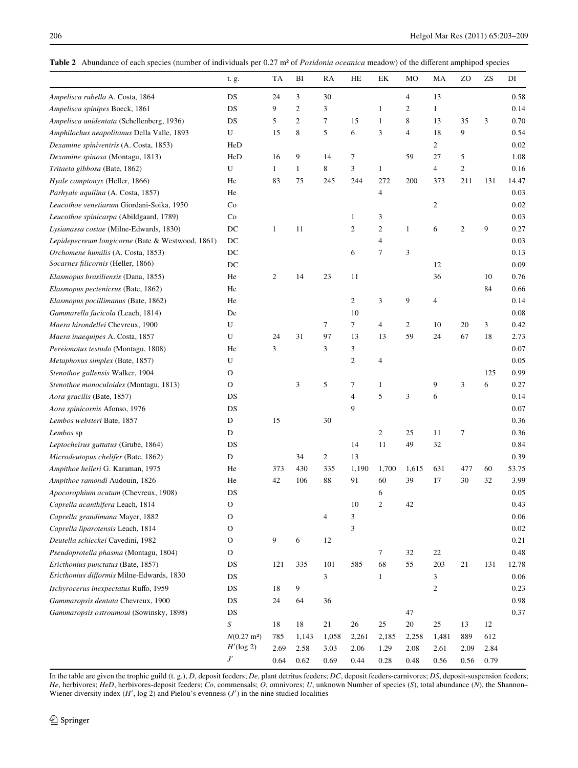**Table 2** Abundance of each species (number of individuals per 0.27 m² of *Posidonia oceanica* meadow) of the different amphipod species

| | t. g. | TA | BI | RA | HE | EK | MO | MA | ZO | ZS | DI |
|---|---|---|---|---|---|---|---|---|---|---|---|
| *Ampelisca rubella* A. Costa, 1864 | DS | 24 | 3 | 30 | | | 4 | 13 | | | 0.58 |
| *Ampelisca spinipes* Boeck, 1861 | DS | 9 | 2 | 3 | | 1 | 2 | 1 | | | 0.14 |
| *Ampelisca unidentata* (Schellenberg, 1936) | DS | 5 | 2 | 7 | 15 | 1 | 8 | 13 | 35 | 3 | 0.70 |
| *Amphilochus neapolitanus* Della Valle, 1893 | U | 15 | 8 | 5 | 6 | 3 | 4 | 18 | 9 | | 0.54 |
| *Dexamine spiniventris* (A. Costa, 1853) | HeD | | | | | | | 2 | | | 0.02 |
| *Dexamine spinosa* (Montagu, 1813) | HeD | 16 | 9 | 14 | 7 | | 59 | 27 | 5 | | 1.08 |
| *Tritaeta gibbosa* (Bate, 1862) | U | 1 | 1 | 8 | 3 | 1 | | 4 | 2 | | 0.16 |
| *Hyale camptonyx* (Heller, 1866) | He | 83 | 75 | 245 | 244 | 272 | 200 | 373 | 211 | 131 | 14.47 |
| *Parhyale aquilina* (A. Costa, 1857) | He | | | | | 4 | | | | | 0.03 |
| *Leucothoe venetiarum* Giordani-Soika, 1950 | Co | | | | | | | 2 | | | 0.02 |
| *Leucothoe spinicarpa* (Abildgaard, 1789) | Co | | | | 1 | 3 | | | | | 0.03 |
| *Lysianassa costae* (Milne-Edwards, 1830) | DC | 1 | 11 | | 2 | 2 | 1 | 6 | 2 | 9 | 0.27 |
| *Lepidepecreum longicorne* (Bate & Westwood, 1861) | DC | | | | | 4 | | | | | 0.03 |
| *Orchomene humilis* (A. Costa, 1853) | DC | | | | 6 | 7 | 3 | | | | 0.13 |
| *Socarnes filicornis* (Heller, 1866) | DC | | | | | | | 12 | | | 0.09 |
| *Elasmopus brasiliensis* (Dana, 1855) | He | 2 | 14 | 23 | 11 | | | 36 | | 10 | 0.76 |
| *Elasmopus pectenicrus* (Bate, 1862) | He | | | | | | | | | 84 | 0.66 |
| *Elasmopus pocillimanus* (Bate, 1862) | He | | | | 2 | 3 | 9 | 4 | | | 0.14 |
| *Gammarella fucicola* (Leach, 1814) | De | | | | 10 | | | | | | 0.08 |
| *Maera hirondellei* Chevreux, 1900 | U | | | 7 | 7 | 4 | 2 | 10 | 20 | 3 | 0.42 |
| *Maera inaequipes* A. Costa, 1857 | U | 24 | 31 | 97 | 13 | 13 | 59 | 24 | 67 | 18 | 2.73 |
| *Pereionotus testudo* (Montagu, 1808) | He | 3 | | 3 | 3 | | | | | | 0.07 |
| *Metaphoxus simplex* (Bate, 1857) | U | | | | 2 | 4 | | | | | 0.05 |
| *Stenothoe gallensis* Walker, 1904 | O | | | | | | | | | 125 | 0.99 |
| *Stenothoe monoculoides* (Montagu, 1813) | O | | 3 | 5 | 7 | 1 | | 9 | 3 | 6 | 0.27 |
| *Aora gracilis* (Bate, 1857) | DS | | | | 4 | 5 | 3 | 6 | | | 0.14 |
| *Aora spinicornis* Afonso, 1976 | DS | | | | 9 | | | | | | 0.07 |
| *Lembos websteri* Bate, 1857 | D | 15 | | 30 | | | | | | | 0.36 |
| *Lembos* sp | D | | | | | 2 | 25 | 11 | 7 | | 0.36 |
| *Leptocheirus guttatus* (Grube, 1864) | DS | | | | 14 | 11 | 49 | 32 | | | 0.84 |
| *Microdeutopus chelifer* (Bate, 1862) | D | | 34 | 2 | 13 | | | | | | 0.39 |
| *Ampithoe helleri* G. Karaman, 1975 | He | 373 | 430 | 335 | 1,190 | 1,700 | 1,615 | 631 | 477 | 60 | 53.75 |
| *Ampithoe ramondi* Audouin, 1826 | He | 42 | 106 | 88 | 91 | 60 | 39 | 17 | 30 | 32 | 3.99 |
| *Apocorophium acutum* (Chevreux, 1908) | DS | | | | | 6 | | | | | 0.05 |
| *Caprella acanthifera* Leach, 1814 | O | | | | 10 | 2 | 42 | | | | 0.43 |
| *Caprella grandimana* Mayer, 1882 | O | | | 4 | 3 | | | | | | 0.06 |
| *Caprella liparotensis* Leach, 1814 | O | | | | 3 | | | | | | 0.02 |
| *Deutella schieckei* Cavedini, 1982 | O | 9 | 6 | 12 | | | | | | | 0.21 |
| *Pseudoprotella phasma* (Montagu, 1804) | O | | | | | 7 | 32 | 22 | | | 0.48 |
| *Ericthonius punctatus* (Bate, 1857) | DS | 121 | 335 | 101 | 585 | 68 | 55 | 203 | 21 | 131 | 12.78 |
| *Ericthonius difformis* Milne-Edwards, 1830 | DS | | | 3 | | 1 | | 3 | | | 0.06 |
| *Ischyrocerus inexpectatus* Ruffo, 1959 | DS | 18 | 9 | | | | | 2 | | | 0.23 |
| *Gammaropsis dentata* Chevreux, 1900 | DS | 24 | 64 | 36 | | | | | | | 0.98 |
| *Gammaropsis ostroumoui* (Sowinsky, 1898) | DS | | | | | | 47 | | | | 0.37 |
| | $S$ | 18 | 18 | 21 | 26 | 25 | 20 | 25 | 13 | 12 | |
| | $N$(0.27 m²) | 785 | 1,143 | 1,058 | 2,261 | 2,185 | 2,258 | 1,481 | 889 | 612 | |
| | $H'$(log 2) | 2.69 | 2.58 | 3.03 | 2.06 | 1.29 | 2.08 | 2.61 | 2.09 | 2.84 | |
| | $J'$ | 0.64 | 0.62 | 0.69 | 0.44 | 0.28 | 0.48 | 0.56 | 0.56 | 0.79 | |

In the table are given the trophic guild (t. g.), *D*, deposit feeders; *De*, plant detritus feeders; *DC*, deposit feeders-carnivores; *DS*, deposit-suspension feeders; *He*, herbivores; *HeD*, herbivores-deposit feeders; *Co*, commensals; *O*, omnivores; *U*, unknown Number of species ($S$), total abundance ($N$), the Shannon–Wiener diversity index ($H'$, log 2) and Pielou's evenness ($J'$) in the nine studied localities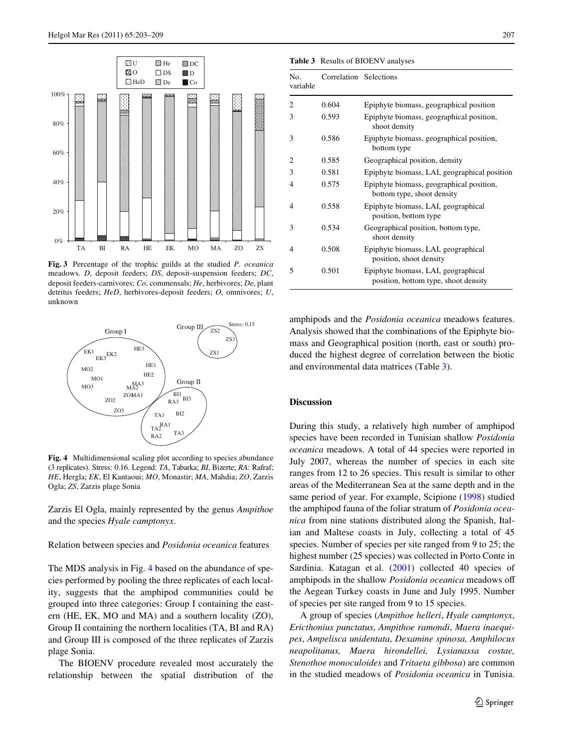Fig. 3 Percentage of the trophic guilds at the studied *P. oceanica* meadows. *D*, deposit feeders; *DS*, deposit-suspension feeders; *DC*, deposit feeders-carnivores; *Co*, commensals; *He*, herbivores; *De*, plant detritus feeders; *HeD*, herbivores-deposit feeders; *O*, omnivores; *U*, unknown

Fig. 4 Multidimensional scaling plot according to species abundance (3 replicates). Stress: 0.16. Legend: *TA*, Tabarka; *BI*, Bizerte; *RA*: Rafraf; *HE*, Hergla; *EK*, El Kantaoui; *MO*, Monastir; *MA*, Mahdia; *ZO*, Zarzis Ogla; *ZS*, Zarzis plage Sonia

Zarzis El Ogla, mainly represented by the genus *Ampithoe* and the species *Hyale camptonyx*.

Relation between species and *Posidonia oceanica* features

The MDS analysis in Fig. 4 based on the abundance of species performed by pooling the three replicates of each locality, suggests that the amphipod communities could be grouped into three categories: Group I containing the eastern (HE, EK, MO and MA) and a southern locality (ZO), Group II containing the northern localities (TA, BI and RA) and Group III is composed of the three replicates of Zarzis plage Sonia.

The BIOENV procedure revealed most accurately the relationship between the spatial distribution of the amphipods and the *Posidonia oceanica* meadows features. Analysis showed that the combinations of the Epiphyte biomass and Geographical position (north, east or south) produced the highest degree of correlation between the biotic and environmental data matrices (Table 3).

Table 3 Results of BIOENV analyses

| No. variable | Correlation | Selections |
|---|---|---|
| 2 | 0.604 | Epiphyte biomass, geographical position |
| 3 | 0.593 | Epiphyte biomass, geographical position, shoot density |
| 3 | 0.586 | Epiphyte biomass, geographical position, bottom type |
| 2 | 0.585 | Geographical position, density |
| 3 | 0.581 | Epiphyte biomass, LAI, geographical position |
| 4 | 0.575 | Epiphyte biomass, geographical position, bottom type, shoot density |
| 4 | 0.558 | Epiphyte biomass, LAI, geographical position, bottom type |
| 3 | 0.534 | Geographical position, bottom type, shoot density |
| 4 | 0.508 | Epiphyte biomass, LAI, geographical position, shoot density |
| 5 | 0.501 | Epiphyte biomass, LAI, geographical position, bottom type, shoot density |

## Discussion

During this study, a relatively high number of amphipod species have been recorded in Tunisian shallow *Posidonia oceanica* meadows. A total of 44 species were reported in July 2007, whereas the number of species in each site ranges from 12 to 26 species. This result is similar to other areas of the Mediterranean Sea at the same depth and in the same period of year. For example, Scipione (1998) studied the amphipod fauna of the foliar stratum of *Posidonia oceanica* from nine stations distributed along the Spanish, Italian and Maltese coasts in July, collecting a total of 45 species. Number of species per site ranged from 9 to 25; the highest number (25 species) was collected in Porto Conte in Sardinia. Katagan et al. (2001) collected 40 species of amphipods in the shallow *Posidonia oceanica* meadows off the Aegean Turkey coasts in June and July 1995. Number of species per site ranged from 9 to 15 species.

A group of species (*Ampithoe helleri*, *Hyale camptonyx*, *Ericthonius punctatus*, *Ampithoe ramondi*, *Maera inaequipes*, *Ampelisca unidentata*, *Dexamine spinosa, Amphilocus neapolitanus, Maera hirondellei, Lysianassa costae, Stenothoe monoculoides* and *Tritaeta gibbosa*) are common in the studied meadows of *Posidonia oceanica* in Tunisia.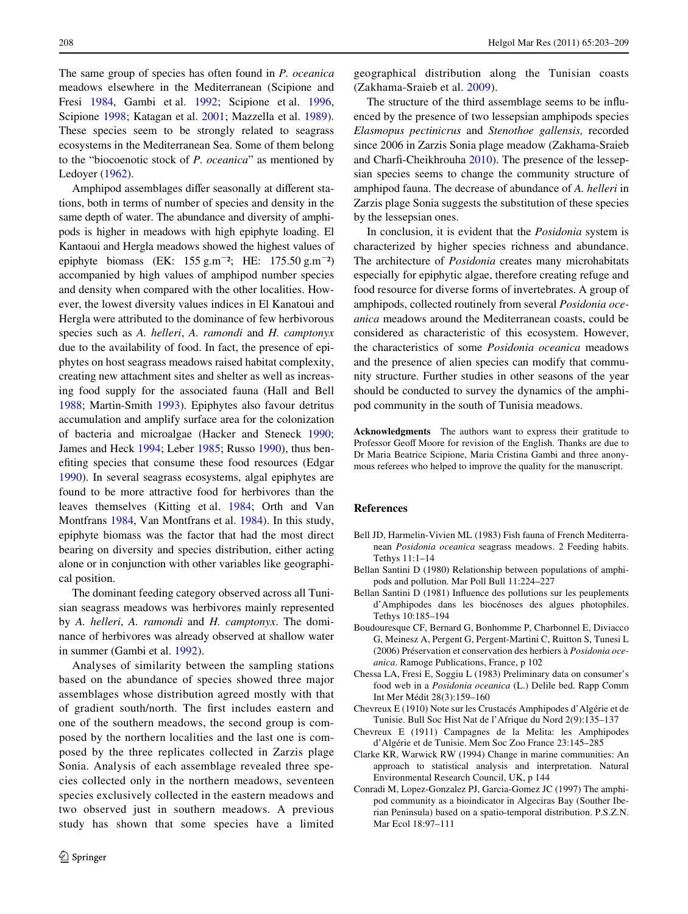The same group of species has often found in *P. oceanica* meadows elsewhere in the Mediterranean (Scipione and Fresi 1984, Gambi et al. 1992; Scipione et al. 1996, Scipione 1998; Katagan et al. 2001; Mazzella et al. 1989). These species seem to be strongly related to seagrass ecosystems in the Mediterranean Sea. Some of them belong to the "biocoenotic stock of *P. oceanica*" as mentioned by Ledoyer (1962).

Amphipod assemblages differ seasonally at different stations, both in terms of number of species and density in the same depth of water. The abundance and diversity of amphipods is higher in meadows with high epiphyte loading. El Kantaoui and Hergla meadows showed the highest values of epiphyte biomass (EK: 155 g.m$^{-2}$; HE: 175.50 g.m$^{-2}$) accompanied by high values of amphipod number species and density when compared with the other localities. However, the lowest diversity values indices in El Kanatoui and Hergla were attributed to the dominance of few herbivorous species such as *A. helleri*, *A. ramondi* and *H. camptonyx* due to the availability of food. In fact, the presence of epiphytes on host seagrass meadows raised habitat complexity, creating new attachment sites and shelter as well as increasing food supply for the associated fauna (Hall and Bell 1988; Martin-Smith 1993). Epiphytes also favour detritus accumulation and amplify surface area for the colonization of bacteria and microalgae (Hacker and Steneck 1990; James and Heck 1994; Leber 1985; Russo 1990), thus benefiting species that consume these food resources (Edgar 1990). In several seagrass ecosystems, algal epiphytes are found to be more attractive food for herbivores than the leaves themselves (Kitting et al. 1984; Orth and Van Montfrans 1984, Van Montfrans et al. 1984). In this study, epiphyte biomass was the factor that had the most direct bearing on diversity and species distribution, either acting alone or in conjunction with other variables like geographical position.

The dominant feeding category observed across all Tunisian seagrass meadows was herbivores mainly represented by *A. helleri*, *A. ramondi* and *H. camptonyx*. The dominance of herbivores was already observed at shallow water in summer (Gambi et al. 1992).

Analyses of similarity between the sampling stations based on the abundance of species showed three major assemblages whose distribution agreed mostly with that of gradient south/north. The first includes eastern and one of the southern meadows, the second group is composed by the northern localities and the last one is composed by the three replicates collected in Zarzis plage Sonia. Analysis of each assemblage revealed three species collected only in the northern meadows, seventeen species exclusively collected in the eastern meadows and two observed just in southern meadows. A previous study has shown that some species have a limited geographical distribution along the Tunisian coasts (Zakhama-Sraieb et al. 2009).

The structure of the third assemblage seems to be influenced by the presence of two lessepsian amphipods species *Elasmopus pectinicrus* and *Stenothoe gallensis,* recorded since 2006 in Zarzis Sonia plage meadow (Zakhama-Sraieb and Charfi-Cheikhrouha 2010). The presence of the lessepsian species seems to change the community structure of amphipod fauna. The decrease of abundance of *A. helleri* in Zarzis plage Sonia suggests the substitution of these species by the lessepsian ones.

In conclusion, it is evident that the *Posidonia* system is characterized by higher species richness and abundance. The architecture of *Posidonia* creates many microhabitats especially for epiphytic algae, therefore creating refuge and food resource for diverse forms of invertebrates. A group of amphipods, collected routinely from several *Posidonia oceanica* meadows around the Mediterranean coasts, could be considered as characteristic of this ecosystem. However, the characteristics of some *Posidonia oceanica* meadows and the presence of alien species can modify that community structure. Further studies in other seasons of the year should be conducted to survey the dynamics of the amphipod community in the south of Tunisia meadows.

**Acknowledgments** The authors want to express their gratitude to Professor Geoff Moore for revision of the English. Thanks are due to Dr Maria Beatrice Scipione, Maria Cristina Gambi and three anonymous referees who helped to improve the quality for the manuscript.

## References

Bell JD, Harmelin-Vivien ML (1983) Fish fauna of French Mediterranean *Posidonia oceanica* seagrass meadows. 2 Feeding habits. Tethys 11:1–14

Bellan Santini D (1980) Relationship between populations of amphipods and pollution. Mar Poll Bull 11:224–227

Bellan Santini D (1981) Influence des pollutions sur les peuplements d'Amphipodes dans les biocénoses des algues photophiles. Tethys 10:185–194

Boudouresque CF, Bernard G, Bonhomme P, Charbonnel E, Diviacco G, Meinesz A, Pergent G, Pergent-Martini C, Ruitton S, Tunesi L (2006) Préservation et conservation des herbiers à *Posidonia oceanica*. Ramoge Publications, France, p 102

Chessa LA, Fresi E, Soggiu L (1983) Preliminary data on consumer's food web in a *Posidonia oceanica* (L.) Delile bed. Rapp Comm Int Mer Médit 28(3):159–160

Chevreux E (1910) Note sur les Crustacés Amphipodes d'Algérie et de Tunisie. Bull Soc Hist Nat de l'Afrique du Nord 2(9):135–137

Chevreux E (1911) Campagnes de la Melita: les Amphipodes d'Algérie et de Tunisie. Mem Soc Zoo France 23:145–285

Clarke KR, Warwick RW (1994) Change in marine communities: An approach to statistical analysis and interpretation. Natural Environmental Research Council, UK, p 144

Conradi M, Lopez-Gonzalez PJ, Garcia-Gomez JC (1997) The amphipod community as a bioindicator in Algeciras Bay (Souther Iberian Peninsula) based on a spatio-temporal distribution. P.S.Z.N. Mar Ecol 18:97–111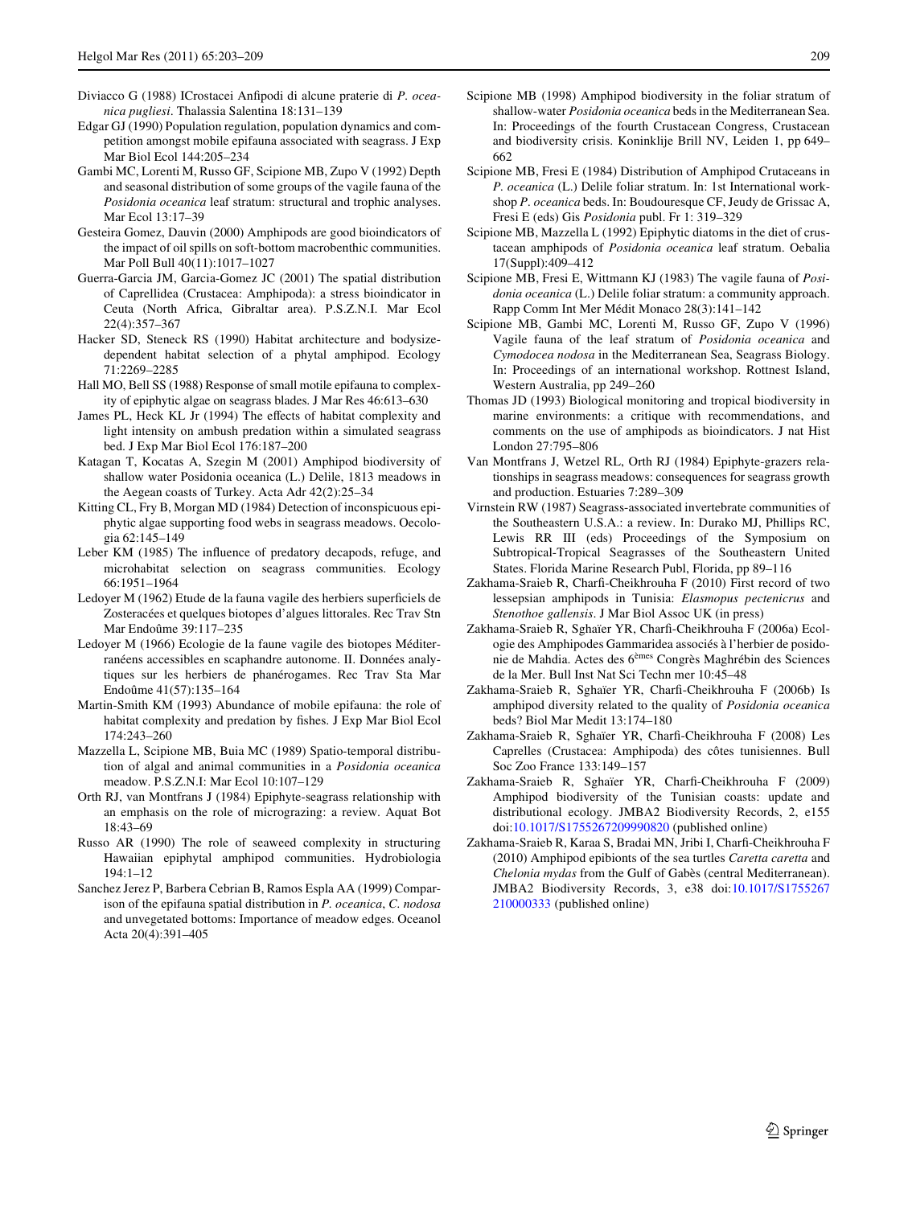Diviacco G (1988) ICrostacei Anfipodi di alcune praterie di *P. oceanica pugliesi*. Thalassia Salentina 18:131–139

Edgar GJ (1990) Population regulation, population dynamics and competition amongst mobile epifauna associated with seagrass. J Exp Mar Biol Ecol 144:205–234

Gambi MC, Lorenti M, Russo GF, Scipione MB, Zupo V (1992) Depth and seasonal distribution of some groups of the vagile fauna of the *Posidonia oceanica* leaf stratum: structural and trophic analyses. Mar Ecol 13:17–39

Gesteira Gomez, Dauvin (2000) Amphipods are good bioindicators of the impact of oil spills on soft-bottom macrobenthic communities. Mar Poll Bull 40(11):1017–1027

Guerra-Garcia JM, Garcia-Gomez JC (2001) The spatial distribution of Caprellidea (Crustacea: Amphipoda): a stress bioindicator in Ceuta (North Africa, Gibraltar area). P.S.Z.N.I. Mar Ecol 22(4):357–367

Hacker SD, Steneck RS (1990) Habitat architecture and bodysize-dependent habitat selection of a phytal amphipod. Ecology 71:2269–2285

Hall MO, Bell SS (1988) Response of small motile epifauna to complexity of epiphytic algae on seagrass blades. J Mar Res 46:613–630

James PL, Heck KL Jr (1994) The effects of habitat complexity and light intensity on ambush predation within a simulated seagrass bed. J Exp Mar Biol Ecol 176:187–200

Katagan T, Kocatas A, Szegin M (2001) Amphipod biodiversity of shallow water Posidonia oceanica (L.) Delile, 1813 meadows in the Aegean coasts of Turkey. Acta Adr 42(2):25–34

Kitting CL, Fry B, Morgan MD (1984) Detection of inconspicuous epiphytic algae supporting food webs in seagrass meadows. Oecologia 62:145–149

Leber KM (1985) The influence of predatory decapods, refuge, and microhabitat selection on seagrass communities. Ecology 66:1951–1964

Ledoyer M (1962) Etude de la fauna vagile des herbiers superficiels de Zosteracées et quelques biotopes d'algues littorales. Rec Trav Stn Mar Endoûme 39:117–235

Ledoyer M (1966) Ecologie de la faune vagile des biotopes Méditerranéens accessibles en scaphandre autonome. II. Données analytiques sur les herbiers de phanérogames. Rec Trav Sta Mar Endoûme 41(57):135–164

Martin-Smith KM (1993) Abundance of mobile epifauna: the role of habitat complexity and predation by fishes. J Exp Mar Biol Ecol 174:243–260

Mazzella L, Scipione MB, Buia MC (1989) Spatio-temporal distribution of algal and animal communities in a *Posidonia oceanica* meadow. P.S.Z.N.I: Mar Ecol 10:107–129

Orth RJ, van Montfrans J (1984) Epiphyte-seagrass relationship with an emphasis on the role of micrograzing: a review. Aquat Bot 18:43–69

Russo AR (1990) The role of seaweed complexity in structuring Hawaiian epiphytal amphipod communities. Hydrobiologia 194:1–12

Sanchez Jerez P, Barbera Cebrian B, Ramos Espla AA (1999) Comparison of the epifauna spatial distribution in *P. oceanica*, *C. nodosa* and unvegetated bottoms: Importance of meadow edges. Oceanol Acta 20(4):391–405

Scipione MB (1998) Amphipod biodiversity in the foliar stratum of shallow-water *Posidonia oceanica* beds in the Mediterranean Sea. In: Proceedings of the fourth Crustacean Congress, Crustacean and biodiversity crisis. Koninklije Brill NV, Leiden 1, pp 649–662

Scipione MB, Fresi E (1984) Distribution of Amphipod Crutaceans in *P. oceanica* (L.) Delile foliar stratum. In: 1st International workshop *P. oceanica* beds. In: Boudouresque CF, Jeudy de Grissac A, Fresi E (eds) Gis *Posidonia* publ. Fr 1: 319–329

Scipione MB, Mazzella L (1992) Epiphytic diatoms in the diet of crustacean amphipods of *Posidonia oceanica* leaf stratum. Oebalia 17(Suppl):409–412

Scipione MB, Fresi E, Wittmann KJ (1983) The vagile fauna of *Posidonia oceanica* (L.) Delile foliar stratum: a community approach. Rapp Comm Int Mer Médit Monaco 28(3):141–142

Scipione MB, Gambi MC, Lorenti M, Russo GF, Zupo V (1996) Vagile fauna of the leaf stratum of *Posidonia oceanica* and *Cymodocea nodosa* in the Mediterranean Sea, Seagrass Biology. In: Proceedings of an international workshop. Rottnest Island, Western Australia, pp 249–260

Thomas JD (1993) Biological monitoring and tropical biodiversity in marine environments: a critique with recommendations, and comments on the use of amphipods as bioindicators. J nat Hist London 27:795–806

Van Montfrans J, Wetzel RL, Orth RJ (1984) Epiphyte-grazers relationships in seagrass meadows: consequences for seagrass growth and production. Estuaries 7:289–309

Virnstein RW (1987) Seagrass-associated invertebrate communities of the Southeastern U.S.A.: a review. In: Durako MJ, Phillips RC, Lewis RR III (eds) Proceedings of the Symposium on Subtropical-Tropical Seagrasses of the Southeastern United States. Florida Marine Research Publ, Florida, pp 89–116

Zakhama-Sraieb R, Charfi-Cheikhrouha F (2010) First record of two lessepsian amphipods in Tunisia: *Elasmopus pectenicrus* and *Stenothoe gallensis*. J Mar Biol Assoc UK (in press)

Zakhama-Sraieb R, Sghaïer YR, Charfi-Cheikhrouha F (2006a) Ecologie des Amphipodes Gammaridea associés à l'herbier de posidonie de Mahdia. Actes des 6[èmes] Congrès Maghrébin des Sciences de la Mer. Bull Inst Nat Sci Techn mer 10:45–48

Zakhama-Sraieb R, Sghaïer YR, Charfi-Cheikhrouha F (2006b) Is amphipod diversity related to the quality of *Posidonia oceanica* beds? Biol Mar Medit 13:174–180

Zakhama-Sraieb R, Sghaïer YR, Charfi-Cheikhrouha F (2008) Les Caprelles (Crustacea: Amphipoda) des côtes tunisiennes. Bull Soc Zoo France 133:149–157

Zakhama-Sraieb R, Sghaïer YR, Charfi-Cheikhrouha F (2009) Amphipod biodiversity of the Tunisian coasts: update and distributional ecology. JMBA2 Biodiversity Records, 2, e155 doi:10.1017/S1755267209990820 (published online)

Zakhama-Sraieb R, Karaa S, Bradai MN, Jribi I, Charfi-Cheikhrouha F (2010) Amphipod epibionts of the sea turtles *Caretta caretta* and *Chelonia mydas* from the Gulf of Gabès (central Mediterranean). JMBA2 Biodiversity Records, 3, e38 doi:10.1017/S1755267210000333 (published online)